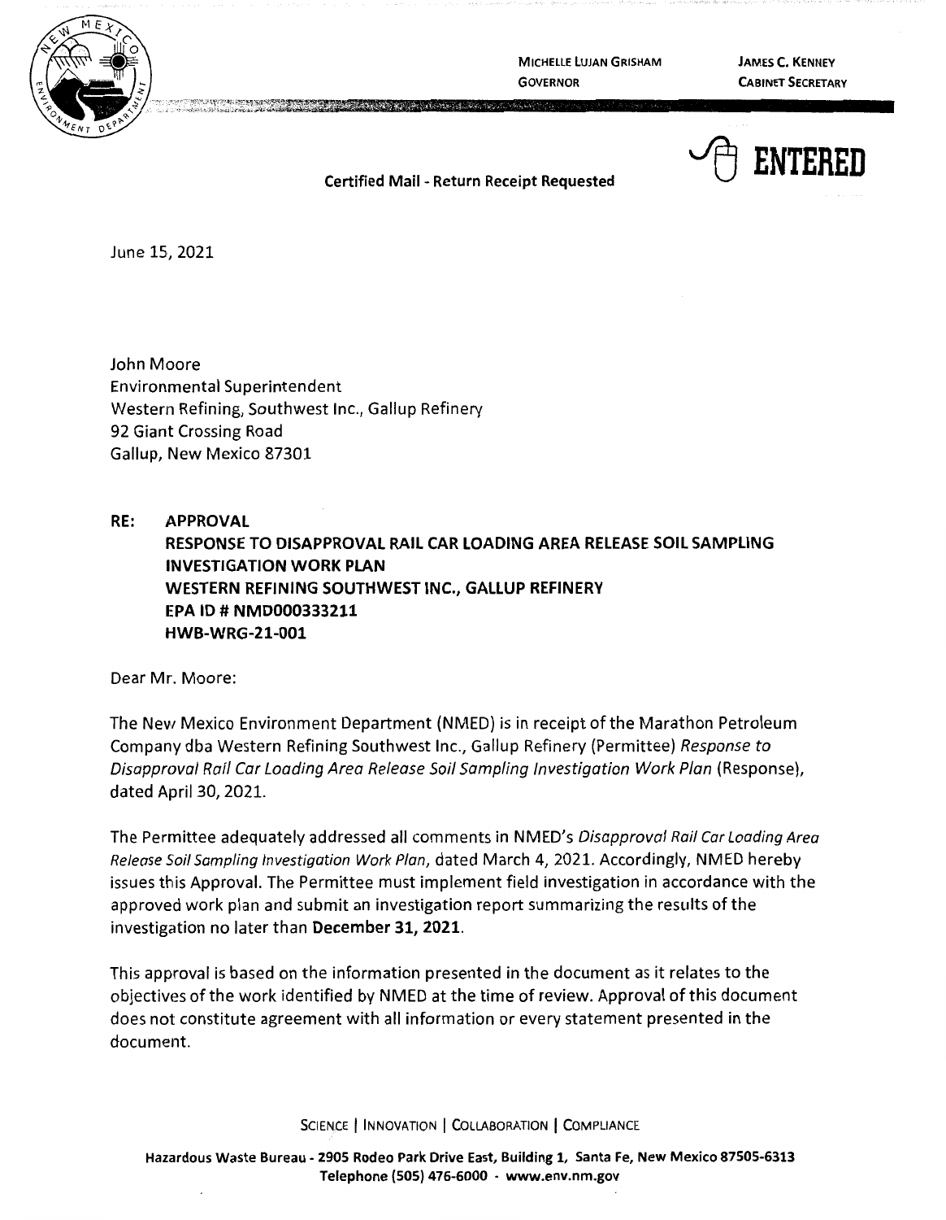MICHELLE LUJAN GRISHAM
GOVERNOR

JAMES C. KENNEY
CABINET SECRETARY

ENTERED

**Certified Mail - Return Receipt Requested**

June 15, 2021

John Moore
Environmental Superintendent
Western Refining, Southwest Inc., Gallup Refinery
92 Giant Crossing Road
Gallup, New Mexico 87301

**RE: APPROVAL**
**RESPONSE TO DISAPPROVAL RAIL CAR LOADING AREA RELEASE SOIL SAMPLING INVESTIGATION WORK PLAN**
**WESTERN REFINING SOUTHWEST INC., GALLUP REFINERY**
**EPA ID # NMD000333211**
**HWB-WRG-21-001**

Dear Mr. Moore:

The New Mexico Environment Department (NMED) is in receipt of the Marathon Petroleum Company dba Western Refining Southwest Inc., Gallup Refinery (Permittee) *Response to Disapproval Rail Car Loading Area Release Soil Sampling Investigation Work Plan* (Response), dated April 30, 2021.

The Permittee adequately addressed all comments in NMED's *Disapproval Rail Car Loading Area Release Soil Sampling Investigation Work Plan*, dated March 4, 2021. Accordingly, NMED hereby issues this Approval. The Permittee must implement field investigation in accordance with the approved work plan and submit an investigation report summarizing the results of the investigation no later than **December 31, 2021**.

This approval is based on the information presented in the document as it relates to the objectives of the work identified by NMED at the time of review. Approval of this document does not constitute agreement with all information or every statement presented in the document.

SCIENCE | INNOVATION | COLLABORATION | COMPLIANCE

**Hazardous Waste Bureau - 2905 Rodeo Park Drive East, Building 1, Santa Fe, New Mexico 87505-6313**
**Telephone (505) 476-6000 - www.env.nm.gov**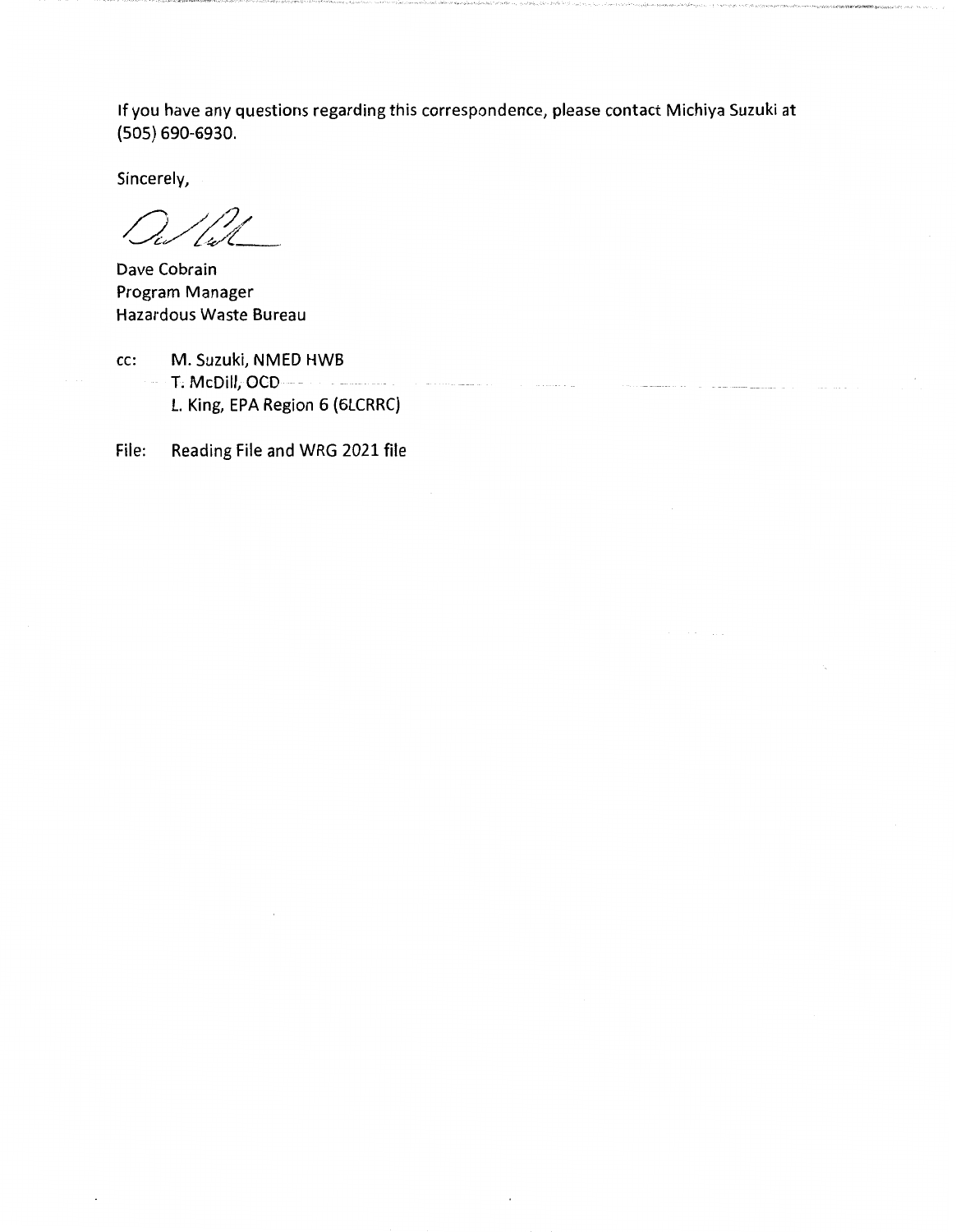If you have any questions regarding this correspondence, please contact Michiya Suzuki at (505) 690-6930.

Sincerely,

Dave Cobrain
Program Manager
Hazardous Waste Bureau

cc: M. Suzuki, NMED HWB
T. McDill, OCD
L. King, EPA Region 6 (6LCRRC)

File: Reading File and WRG 2021 file